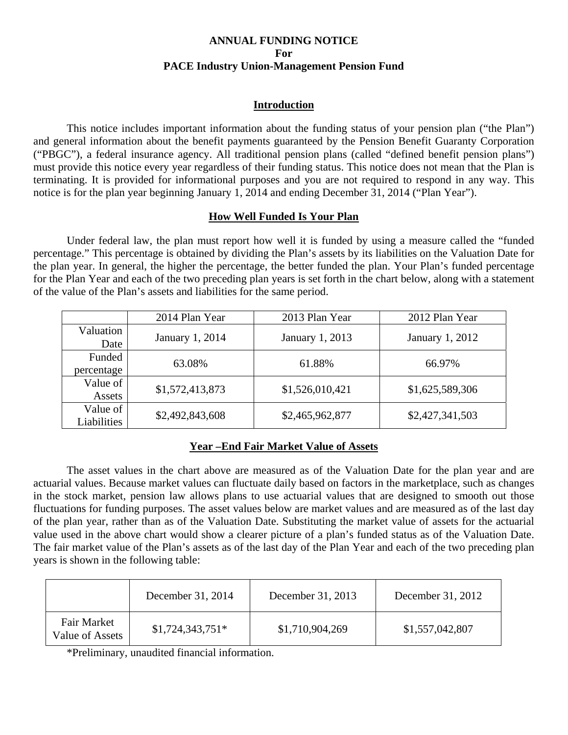# ANNUAL FUNDING NOTICE
# For
# PACE Industry Union-Management Pension Fund

## Introduction

This notice includes important information about the funding status of your pension plan ("the Plan") and general information about the benefit payments guaranteed by the Pension Benefit Guaranty Corporation ("PBGC"), a federal insurance agency. All traditional pension plans (called "defined benefit pension plans") must provide this notice every year regardless of their funding status. This notice does not mean that the Plan is terminating. It is provided for informational purposes and you are not required to respond in any way. This notice is for the plan year beginning January 1, 2014 and ending December 31, 2014 ("Plan Year").

## How Well Funded Is Your Plan

Under federal law, the plan must report how well it is funded by using a measure called the "funded percentage." This percentage is obtained by dividing the Plan's assets by its liabilities on the Valuation Date for the plan year. In general, the higher the percentage, the better funded the plan. Your Plan's funded percentage for the Plan Year and each of the two preceding plan years is set forth in the chart below, along with a statement of the value of the Plan's assets and liabilities for the same period.

| | 2014 Plan Year | 2013 Plan Year | 2012 Plan Year |
|---|---|---|---|
| Valuation Date | January 1, 2014 | January 1, 2013 | January 1, 2012 |
| Funded percentage | 63.08% | 61.88% | 66.97% |
| Value of Assets | $1,572,413,873 | $1,526,010,421 | $1,625,589,306 |
| Value of Liabilities | $2,492,843,608 | $2,465,962,877 | $2,427,341,503 |

## Year –End Fair Market Value of Assets

The asset values in the chart above are measured as of the Valuation Date for the plan year and are actuarial values. Because market values can fluctuate daily based on factors in the marketplace, such as changes in the stock market, pension law allows plans to use actuarial values that are designed to smooth out those fluctuations for funding purposes. The asset values below are market values and are measured as of the last day of the plan year, rather than as of the Valuation Date. Substituting the market value of assets for the actuarial value used in the above chart would show a clearer picture of a plan's funded status as of the Valuation Date. The fair market value of the Plan's assets as of the last day of the Plan Year and each of the two preceding plan years is shown in the following table:

| | December 31, 2014 | December 31, 2013 | December 31, 2012 |
|---|---|---|---|
| Fair Market Value of Assets | $1,724,343,751* | $1,710,904,269 | $1,557,042,807 |

*Preliminary, unaudited financial information.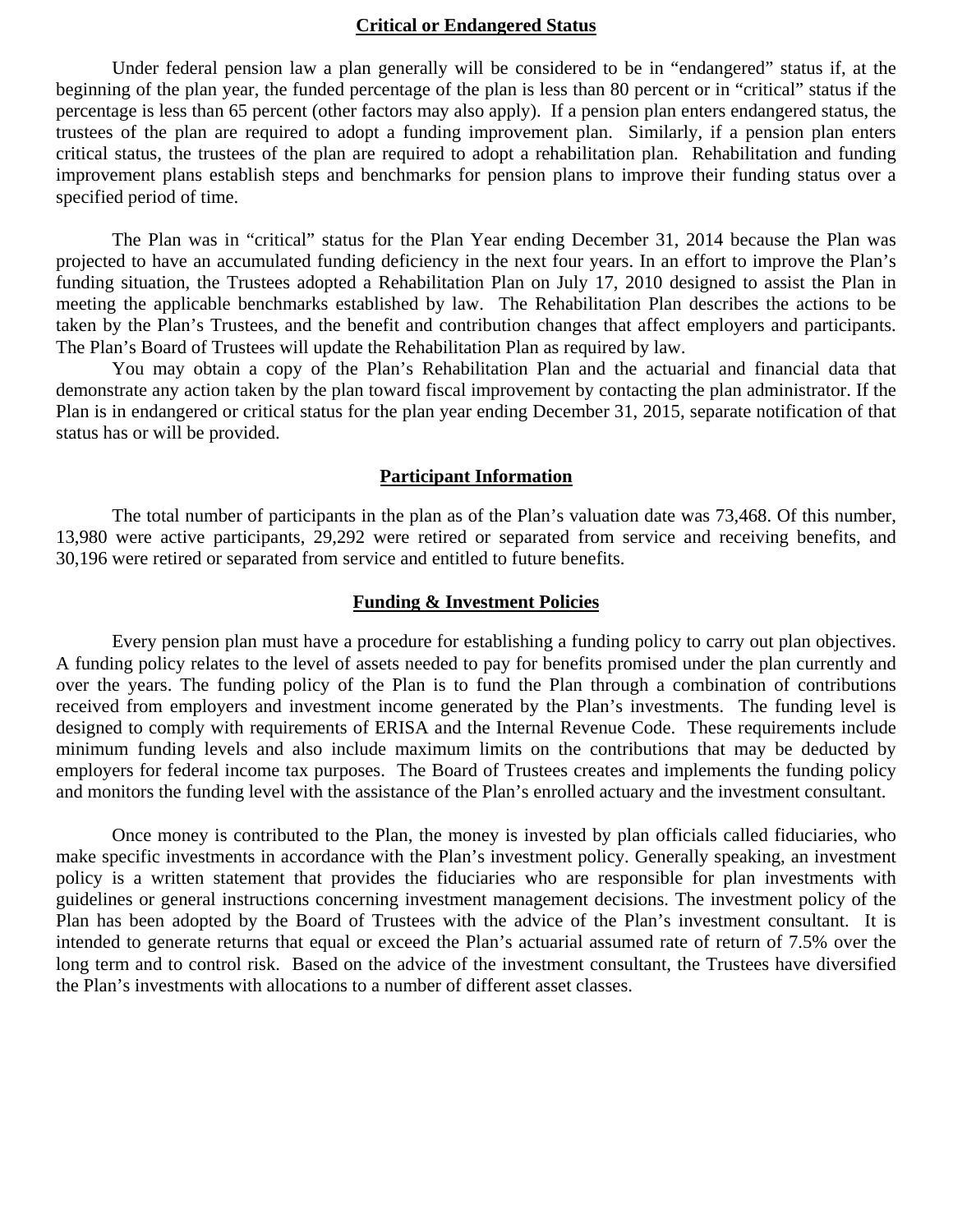## Critical or Endangered Status

Under federal pension law a plan generally will be considered to be in "endangered" status if, at the beginning of the plan year, the funded percentage of the plan is less than 80 percent or in "critical" status if the percentage is less than 65 percent (other factors may also apply). If a pension plan enters endangered status, the trustees of the plan are required to adopt a funding improvement plan. Similarly, if a pension plan enters critical status, the trustees of the plan are required to adopt a rehabilitation plan. Rehabilitation and funding improvement plans establish steps and benchmarks for pension plans to improve their funding status over a specified period of time.

The Plan was in "critical" status for the Plan Year ending December 31, 2014 because the Plan was projected to have an accumulated funding deficiency in the next four years. In an effort to improve the Plan's funding situation, the Trustees adopted a Rehabilitation Plan on July 17, 2010 designed to assist the Plan in meeting the applicable benchmarks established by law. The Rehabilitation Plan describes the actions to be taken by the Plan's Trustees, and the benefit and contribution changes that affect employers and participants. The Plan's Board of Trustees will update the Rehabilitation Plan as required by law.

You may obtain a copy of the Plan's Rehabilitation Plan and the actuarial and financial data that demonstrate any action taken by the plan toward fiscal improvement by contacting the plan administrator. If the Plan is in endangered or critical status for the plan year ending December 31, 2015, separate notification of that status has or will be provided.

## Participant Information

The total number of participants in the plan as of the Plan's valuation date was 73,468. Of this number, 13,980 were active participants, 29,292 were retired or separated from service and receiving benefits, and 30,196 were retired or separated from service and entitled to future benefits.

## Funding & Investment Policies

Every pension plan must have a procedure for establishing a funding policy to carry out plan objectives. A funding policy relates to the level of assets needed to pay for benefits promised under the plan currently and over the years. The funding policy of the Plan is to fund the Plan through a combination of contributions received from employers and investment income generated by the Plan's investments. The funding level is designed to comply with requirements of ERISA and the Internal Revenue Code. These requirements include minimum funding levels and also include maximum limits on the contributions that may be deducted by employers for federal income tax purposes. The Board of Trustees creates and implements the funding policy and monitors the funding level with the assistance of the Plan's enrolled actuary and the investment consultant.

Once money is contributed to the Plan, the money is invested by plan officials called fiduciaries, who make specific investments in accordance with the Plan's investment policy. Generally speaking, an investment policy is a written statement that provides the fiduciaries who are responsible for plan investments with guidelines or general instructions concerning investment management decisions. The investment policy of the Plan has been adopted by the Board of Trustees with the advice of the Plan's investment consultant. It is intended to generate returns that equal or exceed the Plan's actuarial assumed rate of return of 7.5% over the long term and to control risk. Based on the advice of the investment consultant, the Trustees have diversified the Plan's investments with allocations to a number of different asset classes.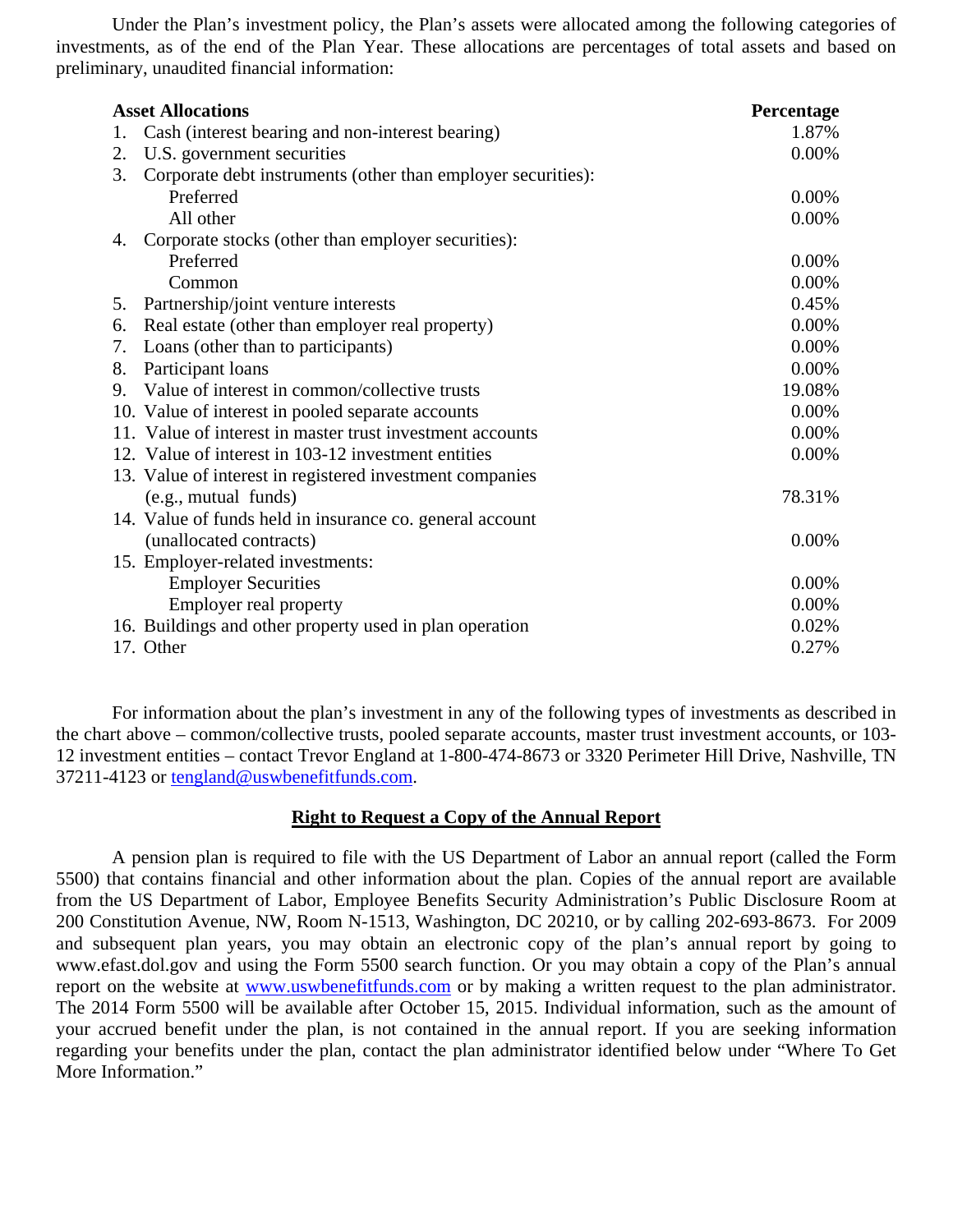Under the Plan's investment policy, the Plan's assets were allocated among the following categories of investments, as of the end of the Plan Year. These allocations are percentages of total assets and based on preliminary, unaudited financial information:

| **Asset Allocations** | **Percentage** |
|---|---|
| 1. Cash (interest bearing and non-interest bearing) | 1.87% |
| 2. U.S. government securities | 0.00% |
| 3. Corporate debt instruments (other than employer securities): | |
| Preferred | 0.00% |
| All other | 0.00% |
| 4. Corporate stocks (other than employer securities): | |
| Preferred | 0.00% |
| Common | 0.00% |
| 5. Partnership/joint venture interests | 0.45% |
| 6. Real estate (other than employer real property) | 0.00% |
| 7. Loans (other than to participants) | 0.00% |
| 8. Participant loans | 0.00% |
| 9. Value of interest in common/collective trusts | 19.08% |
| 10. Value of interest in pooled separate accounts | 0.00% |
| 11. Value of interest in master trust investment accounts | 0.00% |
| 12. Value of interest in 103-12 investment entities | 0.00% |
| 13. Value of interest in registered investment companies (e.g., mutual funds) | 78.31% |
| 14. Value of funds held in insurance co. general account (unallocated contracts) | 0.00% |
| 15. Employer-related investments: | |
| Employer Securities | 0.00% |
| Employer real property | 0.00% |
| 16. Buildings and other property used in plan operation | 0.02% |
| 17. Other | 0.27% |

For information about the plan's investment in any of the following types of investments as described in the chart above – common/collective trusts, pooled separate accounts, master trust investment accounts, or 103-12 investment entities – contact Trevor England at 1-800-474-8673 or 3320 Perimeter Hill Drive, Nashville, TN 37211-4123 or tengland@uswbenefitfunds.com.

## Right to Request a Copy of the Annual Report

A pension plan is required to file with the US Department of Labor an annual report (called the Form 5500) that contains financial and other information about the plan. Copies of the annual report are available from the US Department of Labor, Employee Benefits Security Administration's Public Disclosure Room at 200 Constitution Avenue, NW, Room N-1513, Washington, DC 20210, or by calling 202-693-8673. For 2009 and subsequent plan years, you may obtain an electronic copy of the plan's annual report by going to www.efast.dol.gov and using the Form 5500 search function. Or you may obtain a copy of the Plan's annual report on the website at www.uswbenefitfunds.com or by making a written request to the plan administrator. The 2014 Form 5500 will be available after October 15, 2015. Individual information, such as the amount of your accrued benefit under the plan, is not contained in the annual report. If you are seeking information regarding your benefits under the plan, contact the plan administrator identified below under "Where To Get More Information."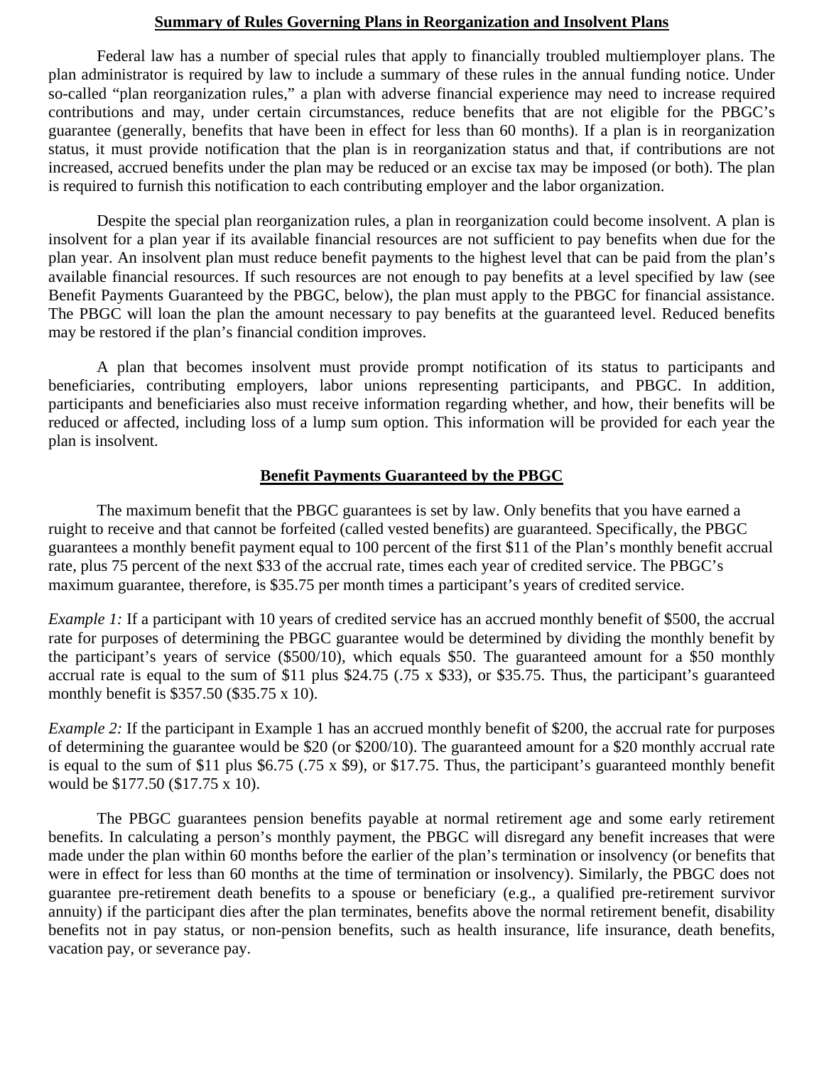## Summary of Rules Governing Plans in Reorganization and Insolvent Plans

Federal law has a number of special rules that apply to financially troubled multiemployer plans. The plan administrator is required by law to include a summary of these rules in the annual funding notice. Under so-called "plan reorganization rules," a plan with adverse financial experience may need to increase required contributions and may, under certain circumstances, reduce benefits that are not eligible for the PBGC's guarantee (generally, benefits that have been in effect for less than 60 months). If a plan is in reorganization status, it must provide notification that the plan is in reorganization status and that, if contributions are not increased, accrued benefits under the plan may be reduced or an excise tax may be imposed (or both). The plan is required to furnish this notification to each contributing employer and the labor organization.

Despite the special plan reorganization rules, a plan in reorganization could become insolvent. A plan is insolvent for a plan year if its available financial resources are not sufficient to pay benefits when due for the plan year. An insolvent plan must reduce benefit payments to the highest level that can be paid from the plan's available financial resources. If such resources are not enough to pay benefits at a level specified by law (see Benefit Payments Guaranteed by the PBGC, below), the plan must apply to the PBGC for financial assistance. The PBGC will loan the plan the amount necessary to pay benefits at the guaranteed level. Reduced benefits may be restored if the plan's financial condition improves.

A plan that becomes insolvent must provide prompt notification of its status to participants and beneficiaries, contributing employers, labor unions representing participants, and PBGC. In addition, participants and beneficiaries also must receive information regarding whether, and how, their benefits will be reduced or affected, including loss of a lump sum option. This information will be provided for each year the plan is insolvent.

## Benefit Payments Guaranteed by the PBGC

The maximum benefit that the PBGC guarantees is set by law. Only benefits that you have earned a ruight to receive and that cannot be forfeited (called vested benefits) are guaranteed. Specifically, the PBGC guarantees a monthly benefit payment equal to 100 percent of the first $11 of the Plan's monthly benefit accrual rate, plus 75 percent of the next $33 of the accrual rate, times each year of credited service. The PBGC's maximum guarantee, therefore, is $35.75 per month times a participant's years of credited service.

*Example 1:* If a participant with 10 years of credited service has an accrued monthly benefit of $500, the accrual rate for purposes of determining the PBGC guarantee would be determined by dividing the monthly benefit by the participant's years of service ($500/10), which equals $50. The guaranteed amount for a $50 monthly accrual rate is equal to the sum of $11 plus $24.75 (.75 x $33), or $35.75. Thus, the participant's guaranteed monthly benefit is $357.50 ($35.75 x 10).

*Example 2:* If the participant in Example 1 has an accrued monthly benefit of $200, the accrual rate for purposes of determining the guarantee would be $20 (or $200/10). The guaranteed amount for a $20 monthly accrual rate is equal to the sum of $11 plus $6.75 (.75 x $9), or $17.75. Thus, the participant's guaranteed monthly benefit would be $177.50 ($17.75 x 10).

The PBGC guarantees pension benefits payable at normal retirement age and some early retirement benefits. In calculating a person's monthly payment, the PBGC will disregard any benefit increases that were made under the plan within 60 months before the earlier of the plan's termination or insolvency (or benefits that were in effect for less than 60 months at the time of termination or insolvency). Similarly, the PBGC does not guarantee pre-retirement death benefits to a spouse or beneficiary (e.g., a qualified pre-retirement survivor annuity) if the participant dies after the plan terminates, benefits above the normal retirement benefit, disability benefits not in pay status, or non-pension benefits, such as health insurance, life insurance, death benefits, vacation pay, or severance pay.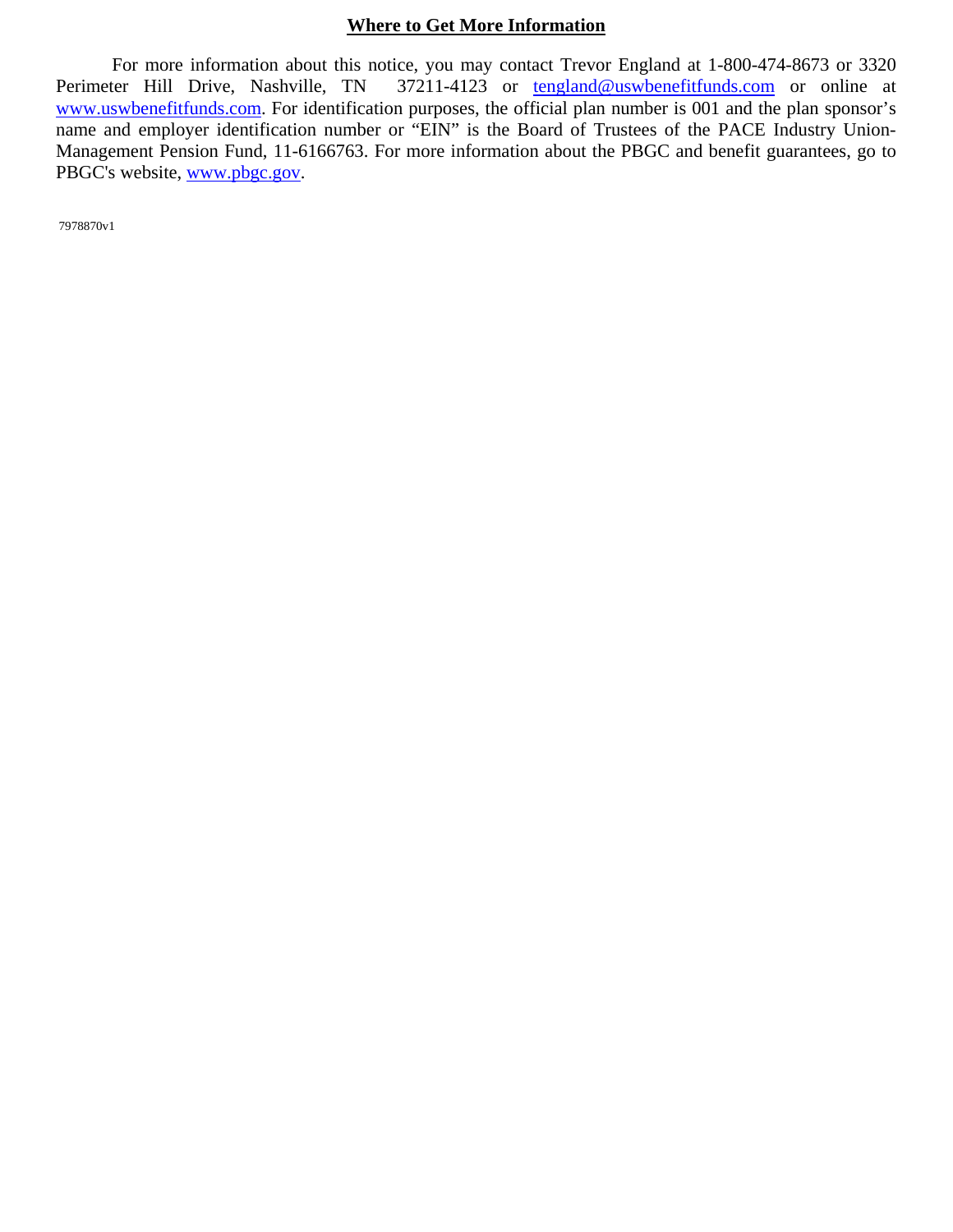## Where to Get More Information

For more information about this notice, you may contact Trevor England at 1-800-474-8673 or 3320 Perimeter Hill Drive, Nashville, TN 37211-4123 or tengland@uswbenefitfunds.com or online at www.uswbenefitfunds.com. For identification purposes, the official plan number is 001 and the plan sponsor's name and employer identification number or "EIN" is the Board of Trustees of the PACE Industry Union-Management Pension Fund, 11-6166763. For more information about the PBGC and benefit guarantees, go to PBGC's website, www.pbgc.gov.

7978870v1